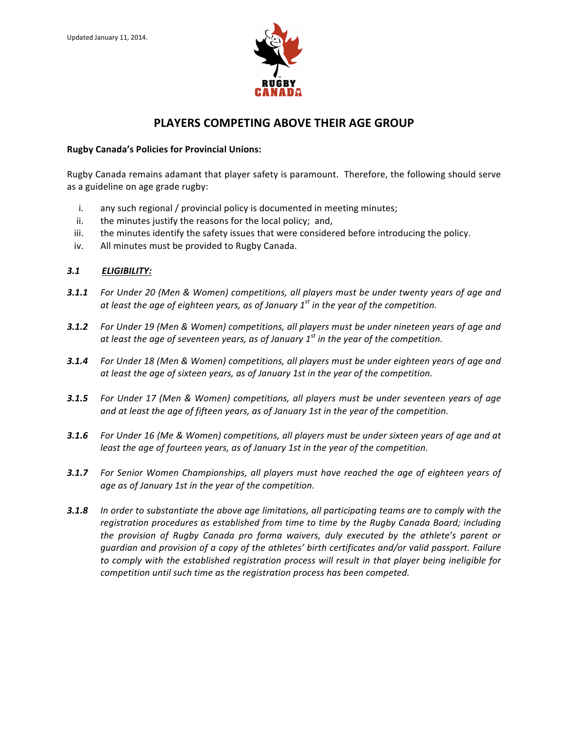Updated January 11, 2014.

# PLAYERS COMPETING ABOVE THEIR AGE GROUP

**Rugby Canada's Policies for Provincial Unions:**

Rugby Canada remains adamant that player safety is paramount. Therefore, the following should serve as a guideline on age grade rugby:

i. any such regional / provincial policy is documented in meeting minutes;
ii. the minutes justify the reasons for the local policy; and,
iii. the minutes identify the safety issues that were considered before introducing the policy.
iv. All minutes must be provided to Rugby Canada.

***3.1*** ***ELIGIBILITY:***

***3.1.1*** *For Under 20 (Men & Women) competitions, all players must be under twenty years of age and at least the age of eighteen years, as of January 1st in the year of the competition.*

***3.1.2*** *For Under 19 (Men & Women) competitions, all players must be under nineteen years of age and at least the age of seventeen years, as of January 1st in the year of the competition.*

***3.1.4*** *For Under 18 (Men & Women) competitions, all players must be under eighteen years of age and at least the age of sixteen years, as of January 1st in the year of the competition.*

***3.1.5*** *For Under 17 (Men & Women) competitions, all players must be under seventeen years of age and at least the age of fifteen years, as of January 1st in the year of the competition.*

***3.1.6*** *For Under 16 (Me & Women) competitions, all players must be under sixteen years of age and at least the age of fourteen years, as of January 1st in the year of the competition.*

***3.1.7*** *For Senior Women Championships, all players must have reached the age of eighteen years of age as of January 1st in the year of the competition.*

***3.1.8*** *In order to substantiate the above age limitations, all participating teams are to comply with the registration procedures as established from time to time by the Rugby Canada Board; including the provision of Rugby Canada pro forma waivers, duly executed by the athlete's parent or guardian and provision of a copy of the athletes' birth certificates and/or valid passport. Failure to comply with the established registration process will result in that player being ineligible for competition until such time as the registration process has been competed.*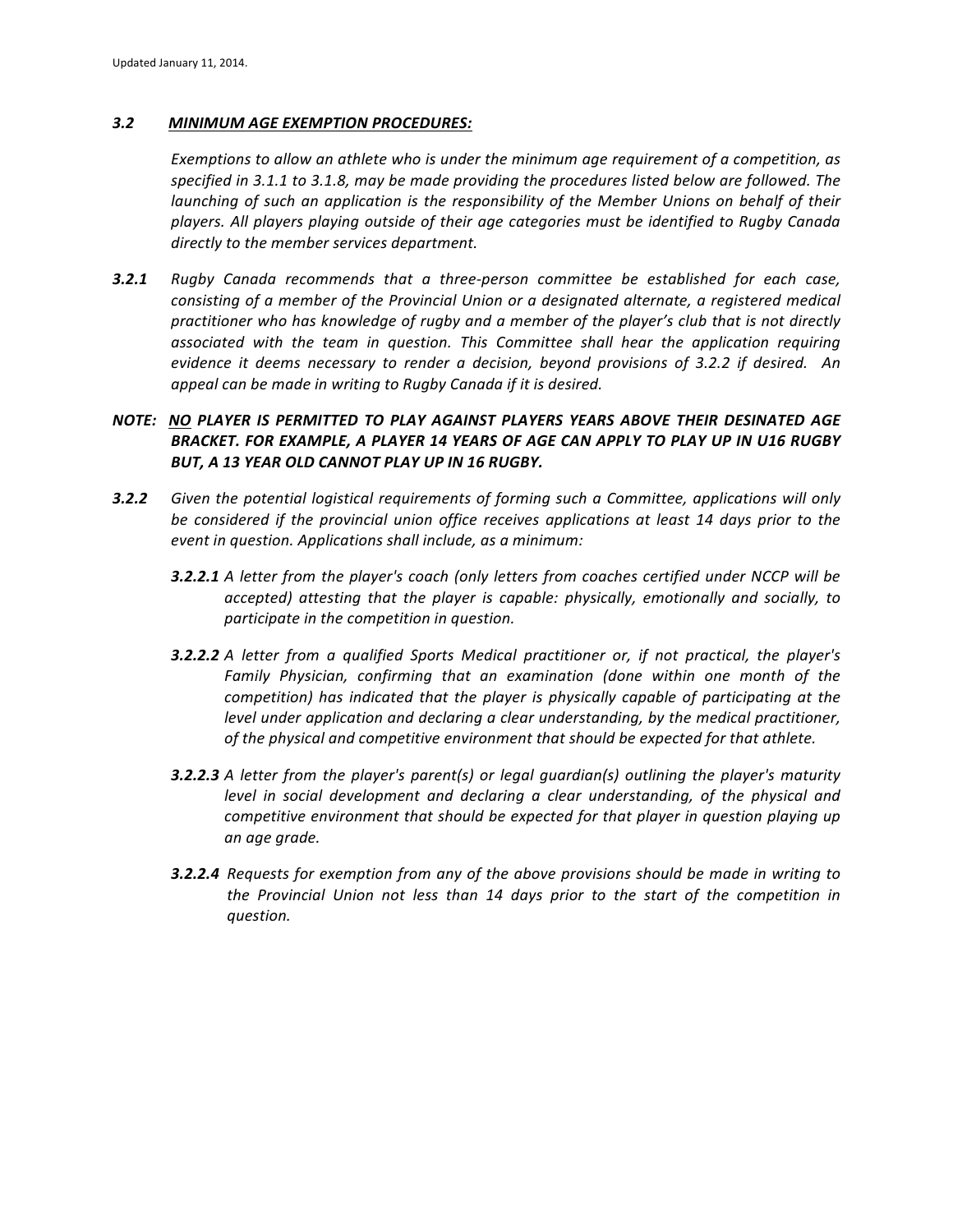Updated January 11, 2014.

### *3.2 MINIMUM AGE EXEMPTION PROCEDURES:*

*Exemptions to allow an athlete who is under the minimum age requirement of a competition, as specified in 3.1.1 to 3.1.8, may be made providing the procedures listed below are followed. The launching of such an application is the responsibility of the Member Unions on behalf of their players. All players playing outside of their age categories must be identified to Rugby Canada directly to the member services department.*

***3.2.1*** *Rugby Canada recommends that a three-person committee be established for each case, consisting of a member of the Provincial Union or a designated alternate, a registered medical practitioner who has knowledge of rugby and a member of the player's club that is not directly associated with the team in question. This Committee shall hear the application requiring evidence it deems necessary to render a decision, beyond provisions of 3.2.2 if desired. An appeal can be made in writing to Rugby Canada if it is desired.*

***NOTE: NO PLAYER IS PERMITTED TO PLAY AGAINST PLAYERS YEARS ABOVE THEIR DESINATED AGE BRACKET. FOR EXAMPLE, A PLAYER 14 YEARS OF AGE CAN APPLY TO PLAY UP IN U16 RUGBY BUT, A 13 YEAR OLD CANNOT PLAY UP IN 16 RUGBY.***

***3.2.2*** *Given the potential logistical requirements of forming such a Committee, applications will only be considered if the provincial union office receives applications at least 14 days prior to the event in question. Applications shall include, as a minimum:*

- ***3.2.2.1*** *A letter from the player's coach (only letters from coaches certified under NCCP will be accepted) attesting that the player is capable: physically, emotionally and socially, to participate in the competition in question.*

- ***3.2.2.2*** *A letter from a qualified Sports Medical practitioner or, if not practical, the player's Family Physician, confirming that an examination (done within one month of the competition) has indicated that the player is physically capable of participating at the level under application and declaring a clear understanding, by the medical practitioner, of the physical and competitive environment that should be expected for that athlete.*

- ***3.2.2.3*** *A letter from the player's parent(s) or legal guardian(s) outlining the player's maturity level in social development and declaring a clear understanding, of the physical and competitive environment that should be expected for that player in question playing up an age grade.*

- ***3.2.2.4*** *Requests for exemption from any of the above provisions should be made in writing to the Provincial Union not less than 14 days prior to the start of the competition in question.*